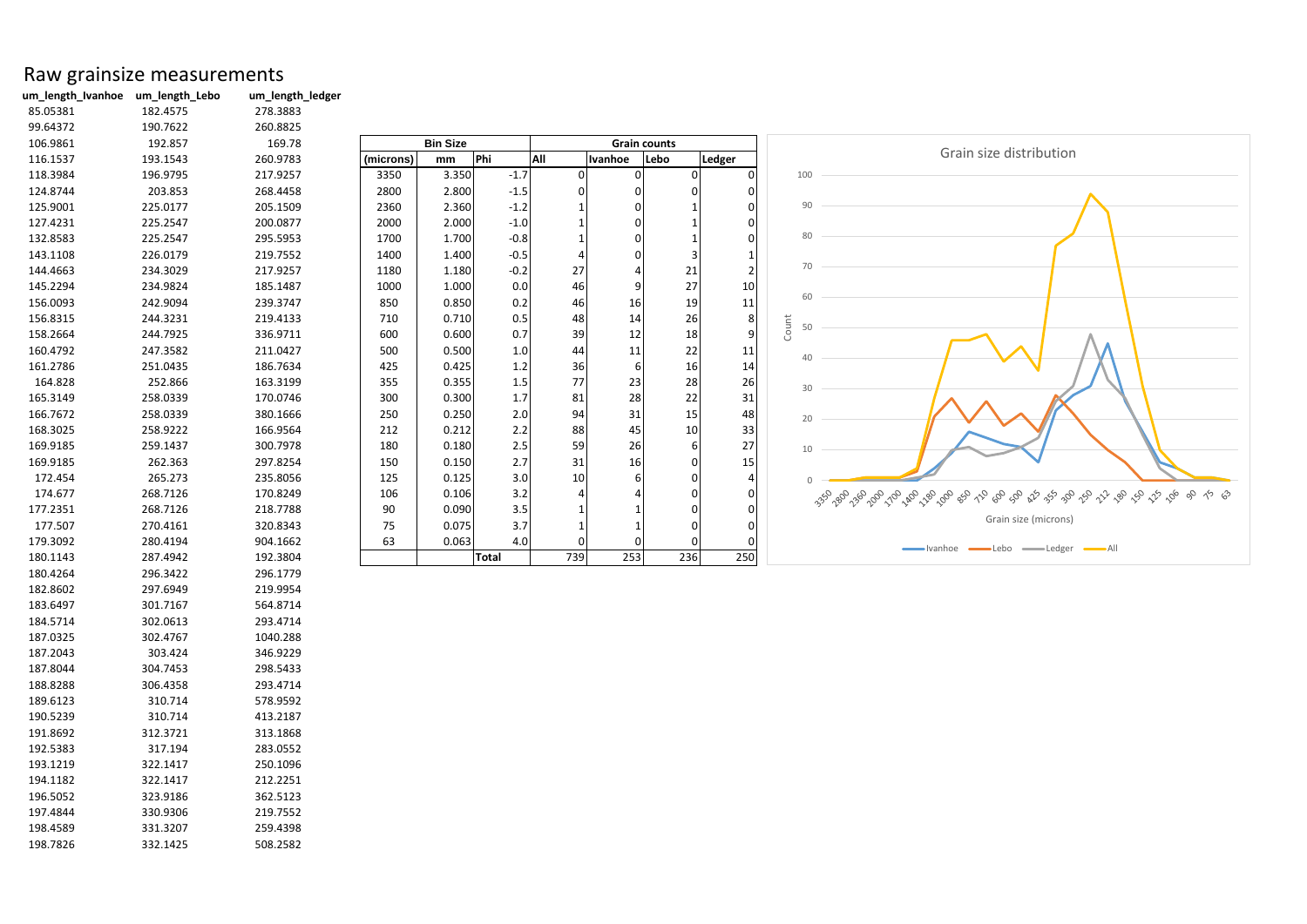# Raw grainsize measurements

| um_length_Ivanhoe | um_length_Lebo | um_length_ledger |
|---|---|---|
| 85.05381 | 182.4575 | 278.3883 |
| 99.64372 | 190.7622 | 260.8825 |
| 106.9861 | 192.857 | 169.78 |
| 116.1537 | 193.1543 | 260.9783 |
| 118.3984 | 196.9795 | 217.9257 |
| 124.8744 | 203.853 | 268.4458 |
| 125.9001 | 225.0177 | 205.1509 |
| 127.4231 | 225.2547 | 200.0877 |
| 132.8583 | 225.2547 | 295.5953 |
| 143.1108 | 226.0179 | 219.7552 |
| 144.4663 | 234.3029 | 217.9257 |
| 145.2294 | 234.9824 | 185.1487 |
| 156.0093 | 242.9094 | 239.3747 |
| 156.8315 | 244.3231 | 219.4133 |
| 158.2664 | 244.7925 | 336.9711 |
| 160.4792 | 247.3582 | 211.0427 |
| 161.2786 | 251.0435 | 186.7634 |
| 164.828 | 252.866 | 163.3199 |
| 165.3149 | 258.0339 | 170.0746 |
| 166.7672 | 258.0339 | 380.1666 |
| 168.3025 | 258.9222 | 166.9564 |
| 169.9185 | 259.1437 | 300.7978 |
| 169.9185 | 262.363 | 297.8254 |
| 172.454 | 265.273 | 235.8056 |
| 174.677 | 268.7126 | 170.8249 |
| 177.2351 | 268.7126 | 218.7788 |
| 177.507 | 270.4161 | 320.8343 |
| 179.3092 | 280.4194 | 904.1662 |
| 180.1143 | 287.4942 | 192.3804 |
| 180.4264 | 296.3422 | 296.1779 |
| 182.8602 | 297.6949 | 219.9954 |
| 183.6497 | 301.7167 | 564.8714 |
| 184.5714 | 302.0613 | 293.4714 |
| 187.0325 | 302.4767 | 1040.288 |
| 187.2043 | 303.424 | 346.9229 |
| 187.8044 | 304.7453 | 298.5433 |
| 188.8288 | 306.4358 | 293.4714 |
| 189.6123 | 310.714 | 578.9592 |
| 190.5239 | 310.714 | 413.2187 |
| 191.8692 | 312.3721 | 313.1868 |
| 192.5383 | 317.194 | 283.0552 |
| 193.1219 | 322.1417 | 250.1096 |
| 194.1182 | 322.1417 | 212.2251 |
| 196.5052 | 323.9186 | 362.5123 |
| 197.4844 | 330.9306 | 219.7552 |
| 198.4589 | 331.3207 | 259.4398 |
| 198.7826 | 332.1425 | 508.2582 |

| Bin Size | | | Grain counts | | | |
|---|---|---|---|---|---|---|
| (microns) | mm | Phi | All | Ivanhoe | Lebo | Ledger |
| 3350 | 3.350 | -1.7 | 0 | 0 | 0 | 0 |
| 2800 | 2.800 | -1.5 | 0 | 0 | 0 | 0 |
| 2360 | 2.360 | -1.2 | 1 | 0 | 1 | 0 |
| 2000 | 2.000 | -1.0 | 1 | 0 | 1 | 0 |
| 1700 | 1.700 | -0.8 | 1 | 0 | 1 | 0 |
| 1400 | 1.400 | -0.5 | 4 | 0 | 3 | 1 |
| 1180 | 1.180 | -0.2 | 27 | 4 | 21 | 2 |
| 1000 | 1.000 | 0.0 | 46 | 9 | 27 | 10 |
| 850 | 0.850 | 0.2 | 46 | 16 | 19 | 11 |
| 710 | 0.710 | 0.5 | 48 | 14 | 26 | 8 |
| 600 | 0.600 | 0.7 | 39 | 12 | 18 | 9 |
| 500 | 0.500 | 1.0 | 44 | 11 | 22 | 11 |
| 425 | 0.425 | 1.2 | 36 | 6 | 16 | 14 |
| 355 | 0.355 | 1.5 | 77 | 23 | 28 | 26 |
| 300 | 0.300 | 1.7 | 81 | 28 | 22 | 31 |
| 250 | 0.250 | 2.0 | 94 | 31 | 15 | 48 |
| 212 | 0.212 | 2.2 | 88 | 45 | 10 | 33 |
| 180 | 0.180 | 2.5 | 59 | 26 | 6 | 27 |
| 150 | 0.150 | 2.7 | 31 | 16 | 0 | 15 |
| 125 | 0.125 | 3.0 | 10 | 6 | 0 | 4 |
| 106 | 0.106 | 3.2 | 4 | 4 | 0 | 0 |
| 90 | 0.090 | 3.5 | 1 | 1 | 0 | 0 |
| 75 | 0.075 | 3.7 | 1 | 1 | 0 | 0 |
| 63 | 0.063 | 4.0 | 0 | 0 | 0 | 0 |
| | | **Total** | 739 | 253 | 236 | 250 |

Grain size distribution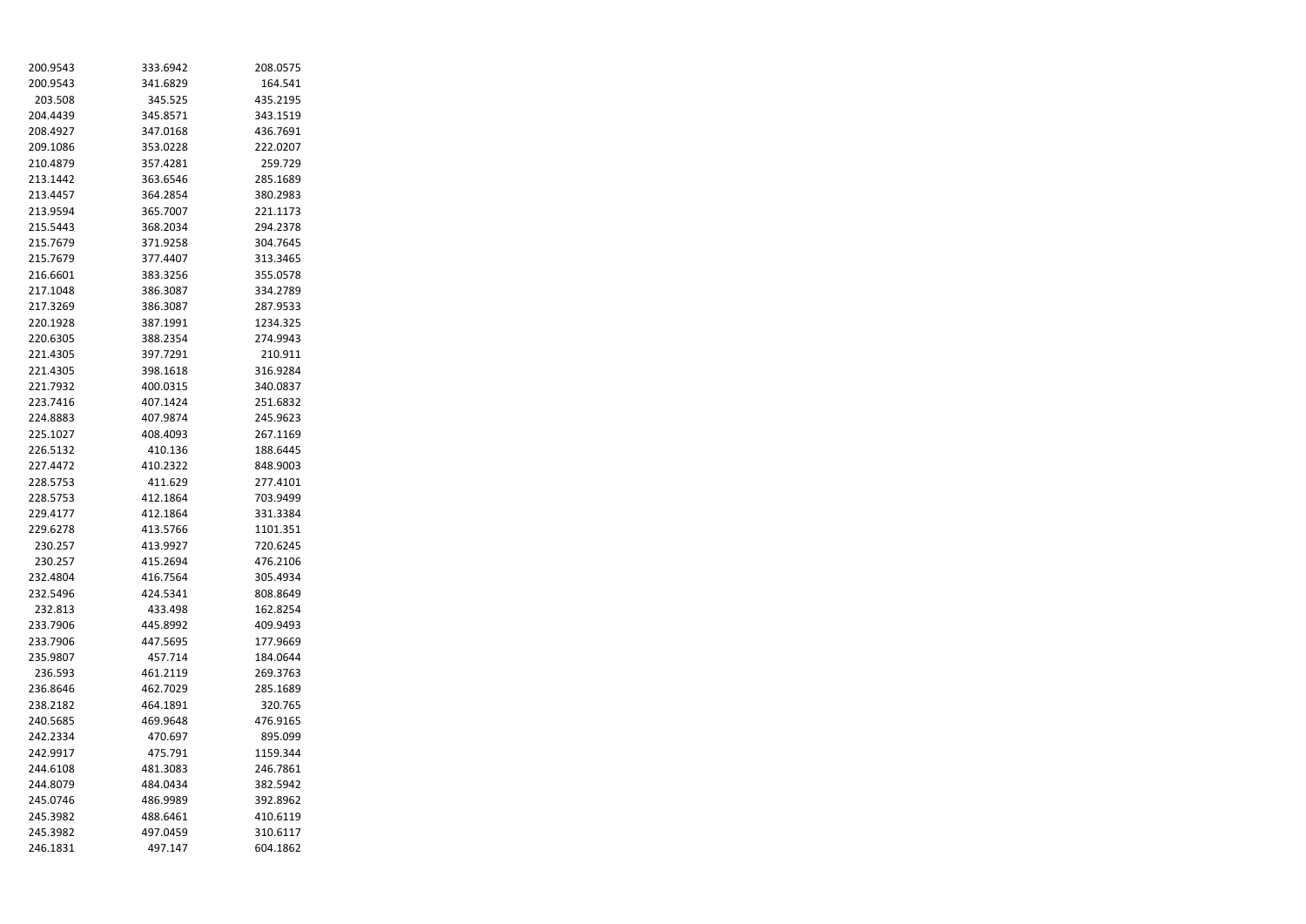| | | |
|---|---|---|
| 200.9543 | 333.6942 | 208.0575 |
| 200.9543 | 341.6829 | 164.541 |
| 203.508 | 345.525 | 435.2195 |
| 204.4439 | 345.8571 | 343.1519 |
| 208.4927 | 347.0168 | 436.7691 |
| 209.1086 | 353.0228 | 222.0207 |
| 210.4879 | 357.4281 | 259.729 |
| 213.1442 | 363.6546 | 285.1689 |
| 213.4457 | 364.2854 | 380.2983 |
| 213.9594 | 365.7007 | 221.1173 |
| 215.5443 | 368.2034 | 294.2378 |
| 215.7679 | 371.9258 | 304.7645 |
| 215.7679 | 377.4407 | 313.3465 |
| 216.6601 | 383.3256 | 355.0578 |
| 217.1048 | 386.3087 | 334.2789 |
| 217.3269 | 386.3087 | 287.9533 |
| 220.1928 | 387.1991 | 1234.325 |
| 220.6305 | 388.2354 | 274.9943 |
| 221.4305 | 397.7291 | 210.911 |
| 221.4305 | 398.1618 | 316.9284 |
| 221.7932 | 400.0315 | 340.0837 |
| 223.7416 | 407.1424 | 251.6832 |
| 224.8883 | 407.9874 | 245.9623 |
| 225.1027 | 408.4093 | 267.1169 |
| 226.5132 | 410.136 | 188.6445 |
| 227.4472 | 410.2322 | 848.9003 |
| 228.5753 | 411.629 | 277.4101 |
| 228.5753 | 412.1864 | 703.9499 |
| 229.4177 | 412.1864 | 331.3384 |
| 229.6278 | 413.5766 | 1101.351 |
| 230.257 | 413.9927 | 720.6245 |
| 230.257 | 415.2694 | 476.2106 |
| 232.4804 | 416.7564 | 305.4934 |
| 232.5496 | 424.5341 | 808.8649 |
| 232.813 | 433.498 | 162.8254 |
| 233.7906 | 445.8992 | 409.9493 |
| 233.7906 | 447.5695 | 177.9669 |
| 235.9807 | 457.714 | 184.0644 |
| 236.593 | 461.2119 | 269.3763 |
| 236.8646 | 462.7029 | 285.1689 |
| 238.2182 | 464.1891 | 320.765 |
| 240.5685 | 469.9648 | 476.9165 |
| 242.2334 | 470.697 | 895.099 |
| 242.9917 | 475.791 | 1159.344 |
| 244.6108 | 481.3083 | 246.7861 |
| 244.8079 | 484.0434 | 382.5942 |
| 245.0746 | 486.9989 | 392.8962 |
| 245.3982 | 488.6461 | 410.6119 |
| 245.3982 | 497.0459 | 310.6117 |
| 246.1831 | 497.147 | 604.1862 |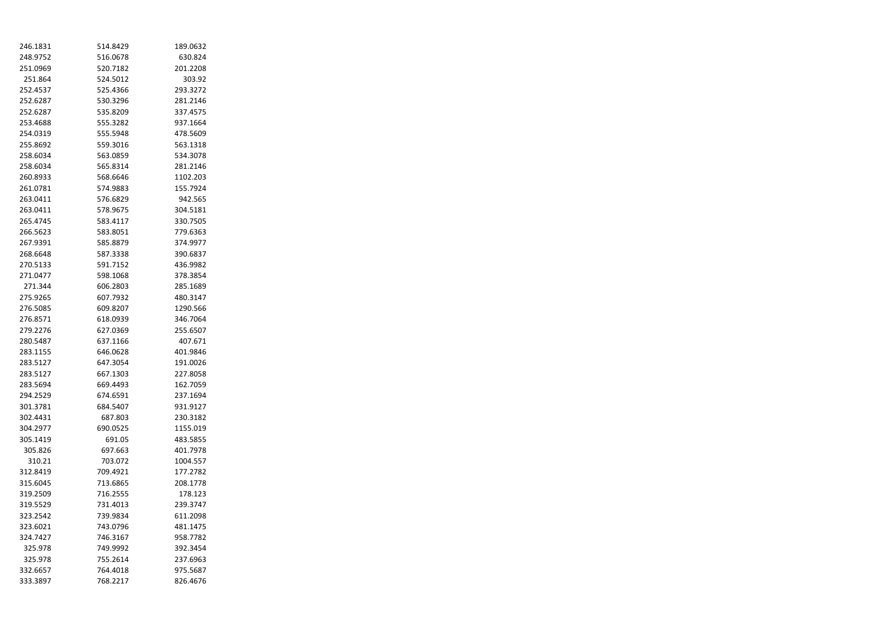| | | |
|---|---|---|
| 246.1831 | 514.8429 | 189.0632 |
| 248.9752 | 516.0678 | 630.824 |
| 251.0969 | 520.7182 | 201.2208 |
| 251.864 | 524.5012 | 303.92 |
| 252.4537 | 525.4366 | 293.3272 |
| 252.6287 | 530.3296 | 281.2146 |
| 252.6287 | 535.8209 | 337.4575 |
| 253.4688 | 555.3282 | 937.1664 |
| 254.0319 | 555.5948 | 478.5609 |
| 255.8692 | 559.3016 | 563.1318 |
| 258.6034 | 563.0859 | 534.3078 |
| 258.6034 | 565.8314 | 281.2146 |
| 260.8933 | 568.6646 | 1102.203 |
| 261.0781 | 574.9883 | 155.7924 |
| 263.0411 | 576.6829 | 942.565 |
| 263.0411 | 578.9675 | 304.5181 |
| 265.4745 | 583.4117 | 330.7505 |
| 266.5623 | 583.8051 | 779.6363 |
| 267.9391 | 585.8879 | 374.9977 |
| 268.6648 | 587.3338 | 390.6837 |
| 270.5133 | 591.7152 | 436.9982 |
| 271.0477 | 598.1068 | 378.3854 |
| 271.344 | 606.2803 | 285.1689 |
| 275.9265 | 607.7932 | 480.3147 |
| 276.5085 | 609.8207 | 1290.566 |
| 276.8571 | 618.0939 | 346.7064 |
| 279.2276 | 627.0369 | 255.6507 |
| 280.5487 | 637.1166 | 407.671 |
| 283.1155 | 646.0628 | 401.9846 |
| 283.5127 | 647.3054 | 191.0026 |
| 283.5127 | 667.1303 | 227.8058 |
| 283.5694 | 669.4493 | 162.7059 |
| 294.2529 | 674.6591 | 237.1694 |
| 301.3781 | 684.5407 | 931.9127 |
| 302.4431 | 687.803 | 230.3182 |
| 304.2977 | 690.0525 | 1155.019 |
| 305.1419 | 691.05 | 483.5855 |
| 305.826 | 697.663 | 401.7978 |
| 310.21 | 703.072 | 1004.557 |
| 312.8419 | 709.4921 | 177.2782 |
| 315.6045 | 713.6865 | 208.1778 |
| 319.2509 | 716.2555 | 178.123 |
| 319.5529 | 731.4013 | 239.3747 |
| 323.2542 | 739.9834 | 611.2098 |
| 323.6021 | 743.0796 | 481.1475 |
| 324.7427 | 746.3167 | 958.7782 |
| 325.978 | 749.9992 | 392.3454 |
| 325.978 | 755.2614 | 237.6963 |
| 332.6657 | 764.4018 | 975.5687 |
| 333.3897 | 768.2217 | 826.4676 |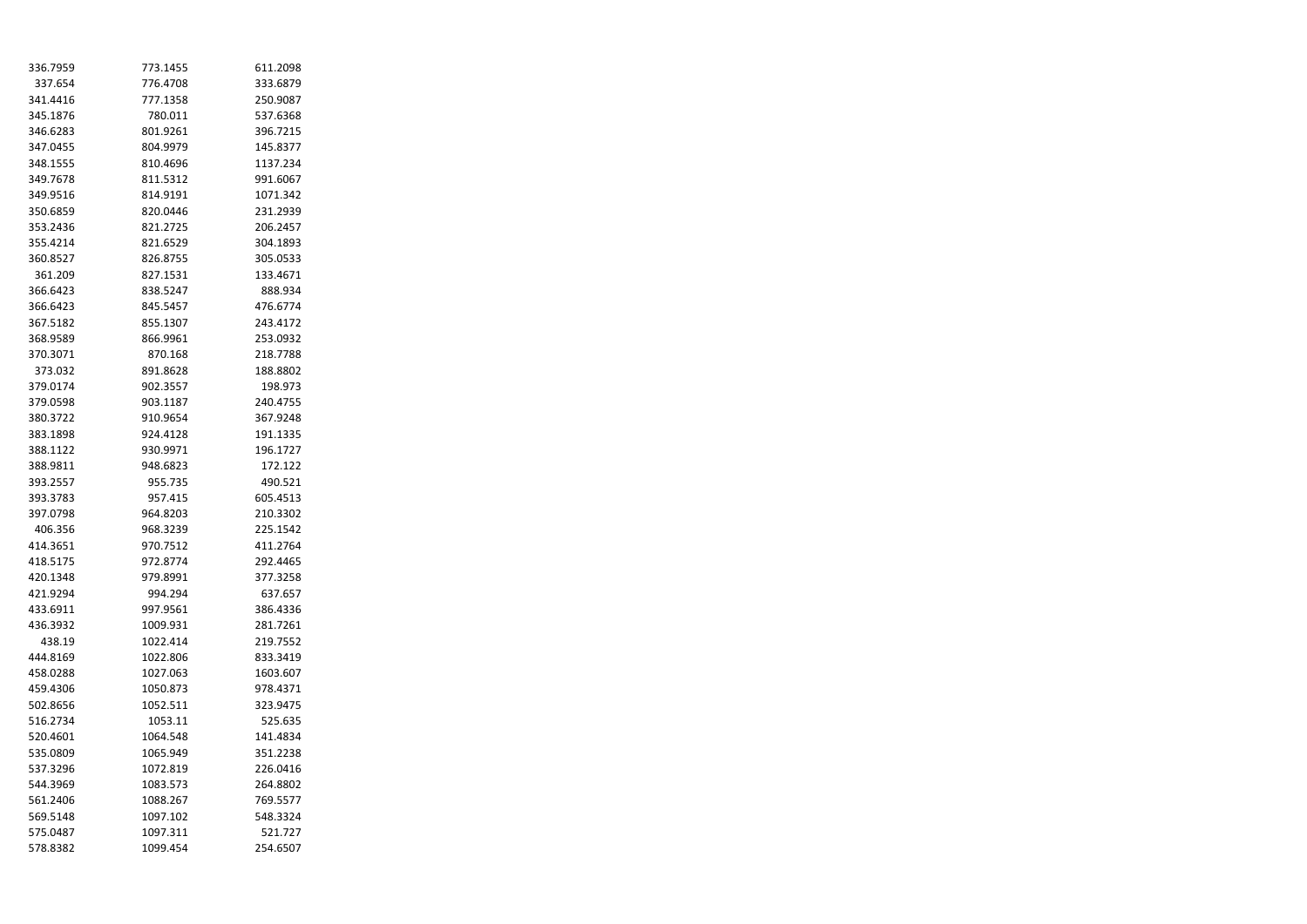| | | |
|---|---|---|
| 336.7959 | 773.1455 | 611.2098 |
| 337.654 | 776.4708 | 333.6879 |
| 341.4416 | 777.1358 | 250.9087 |
| 345.1876 | 780.011 | 537.6368 |
| 346.6283 | 801.9261 | 396.7215 |
| 347.0455 | 804.9979 | 145.8377 |
| 348.1555 | 810.4696 | 1137.234 |
| 349.7678 | 811.5312 | 991.6067 |
| 349.9516 | 814.9191 | 1071.342 |
| 350.6859 | 820.0446 | 231.2939 |
| 353.2436 | 821.2725 | 206.2457 |
| 355.4214 | 821.6529 | 304.1893 |
| 360.8527 | 826.8755 | 305.0533 |
| 361.209 | 827.1531 | 133.4671 |
| 366.6423 | 838.5247 | 888.934 |
| 366.6423 | 845.5457 | 476.6774 |
| 367.5182 | 855.1307 | 243.4172 |
| 368.9589 | 866.9961 | 253.0932 |
| 370.3071 | 870.168 | 218.7788 |
| 373.032 | 891.8628 | 188.8802 |
| 379.0174 | 902.3557 | 198.973 |
| 379.0598 | 903.1187 | 240.4755 |
| 380.3722 | 910.9654 | 367.9248 |
| 383.1898 | 924.4128 | 191.1335 |
| 388.1122 | 930.9971 | 196.1727 |
| 388.9811 | 948.6823 | 172.122 |
| 393.2557 | 955.735 | 490.521 |
| 393.3783 | 957.415 | 605.4513 |
| 397.0798 | 964.8203 | 210.3302 |
| 406.356 | 968.3239 | 225.1542 |
| 414.3651 | 970.7512 | 411.2764 |
| 418.5175 | 972.8774 | 292.4465 |
| 420.1348 | 979.8991 | 377.3258 |
| 421.9294 | 994.294 | 637.657 |
| 433.6911 | 997.9561 | 386.4336 |
| 436.3932 | 1009.931 | 281.7261 |
| 438.19 | 1022.414 | 219.7552 |
| 444.8169 | 1022.806 | 833.3419 |
| 458.0288 | 1027.063 | 1603.607 |
| 459.4306 | 1050.873 | 978.4371 |
| 502.8656 | 1052.511 | 323.9475 |
| 516.2734 | 1053.11 | 525.635 |
| 520.4601 | 1064.548 | 141.4834 |
| 535.0809 | 1065.949 | 351.2238 |
| 537.3296 | 1072.819 | 226.0416 |
| 544.3969 | 1083.573 | 264.8802 |
| 561.2406 | 1088.267 | 769.5577 |
| 569.5148 | 1097.102 | 548.3324 |
| 575.0487 | 1097.311 | 521.727 |
| 578.8382 | 1099.454 | 254.6507 |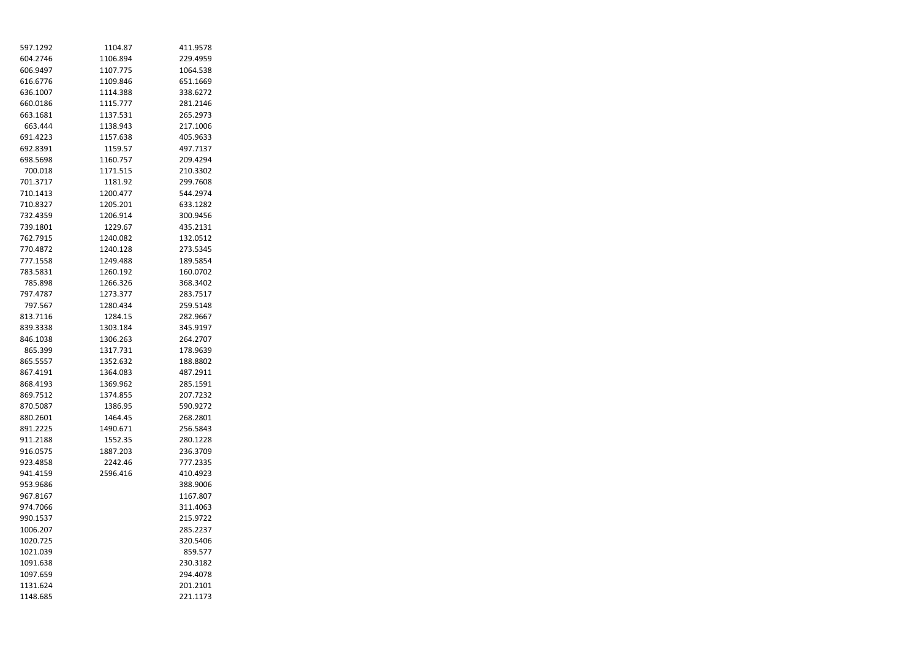| | | |
|---|---|---|
| 597.1292 | 1104.87 | 411.9578 |
| 604.2746 | 1106.894 | 229.4959 |
| 606.9497 | 1107.775 | 1064.538 |
| 616.6776 | 1109.846 | 651.1669 |
| 636.1007 | 1114.388 | 338.6272 |
| 660.0186 | 1115.777 | 281.2146 |
| 663.1681 | 1137.531 | 265.2973 |
| 663.444 | 1138.943 | 217.1006 |
| 691.4223 | 1157.638 | 405.9633 |
| 692.8391 | 1159.57 | 497.7137 |
| 698.5698 | 1160.757 | 209.4294 |
| 700.018 | 1171.515 | 210.3302 |
| 701.3717 | 1181.92 | 299.7608 |
| 710.1413 | 1200.477 | 544.2974 |
| 710.8327 | 1205.201 | 633.1282 |
| 732.4359 | 1206.914 | 300.9456 |
| 739.1801 | 1229.67 | 435.2131 |
| 762.7915 | 1240.082 | 132.0512 |
| 770.4872 | 1240.128 | 273.5345 |
| 777.1558 | 1249.488 | 189.5854 |
| 783.5831 | 1260.192 | 160.0702 |
| 785.898 | 1266.326 | 368.3402 |
| 797.4787 | 1273.377 | 283.7517 |
| 797.567 | 1280.434 | 259.5148 |
| 813.7116 | 1284.15 | 282.9667 |
| 839.3338 | 1303.184 | 345.9197 |
| 846.1038 | 1306.263 | 264.2707 |
| 865.399 | 1317.731 | 178.9639 |
| 865.5557 | 1352.632 | 188.8802 |
| 867.4191 | 1364.083 | 487.2911 |
| 868.4193 | 1369.962 | 285.1591 |
| 869.7512 | 1374.855 | 207.7232 |
| 870.5087 | 1386.95 | 590.9272 |
| 880.2601 | 1464.45 | 268.2801 |
| 891.2225 | 1490.671 | 256.5843 |
| 911.2188 | 1552.35 | 280.1228 |
| 916.0575 | 1887.203 | 236.3709 |
| 923.4858 | 2242.46 | 777.2335 |
| 941.4159 | 2596.416 | 410.4923 |
| 953.9686 | | 388.9006 |
| 967.8167 | | 1167.807 |
| 974.7066 | | 311.4063 |
| 990.1537 | | 215.9722 |
| 1006.207 | | 285.2237 |
| 1020.725 | | 320.5406 |
| 1021.039 | | 859.577 |
| 1091.638 | | 230.3182 |
| 1097.659 | | 294.4078 |
| 1131.624 | | 201.2101 |
| 1148.685 | | 221.1173 |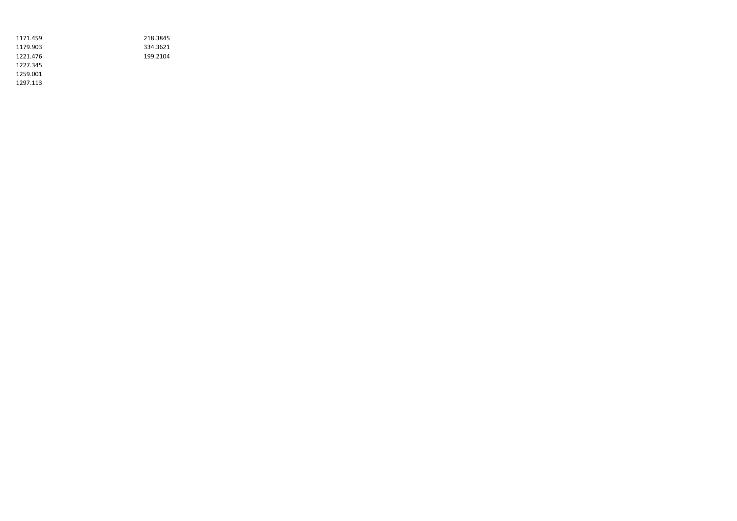| | |
|---|---|
| 1171.459 | 218.3845 |
| 1179.903 | 334.3621 |
| 1221.476 | 199.2104 |
| 1227.345 | |
| 1259.001 | |
| 1297.113 | |